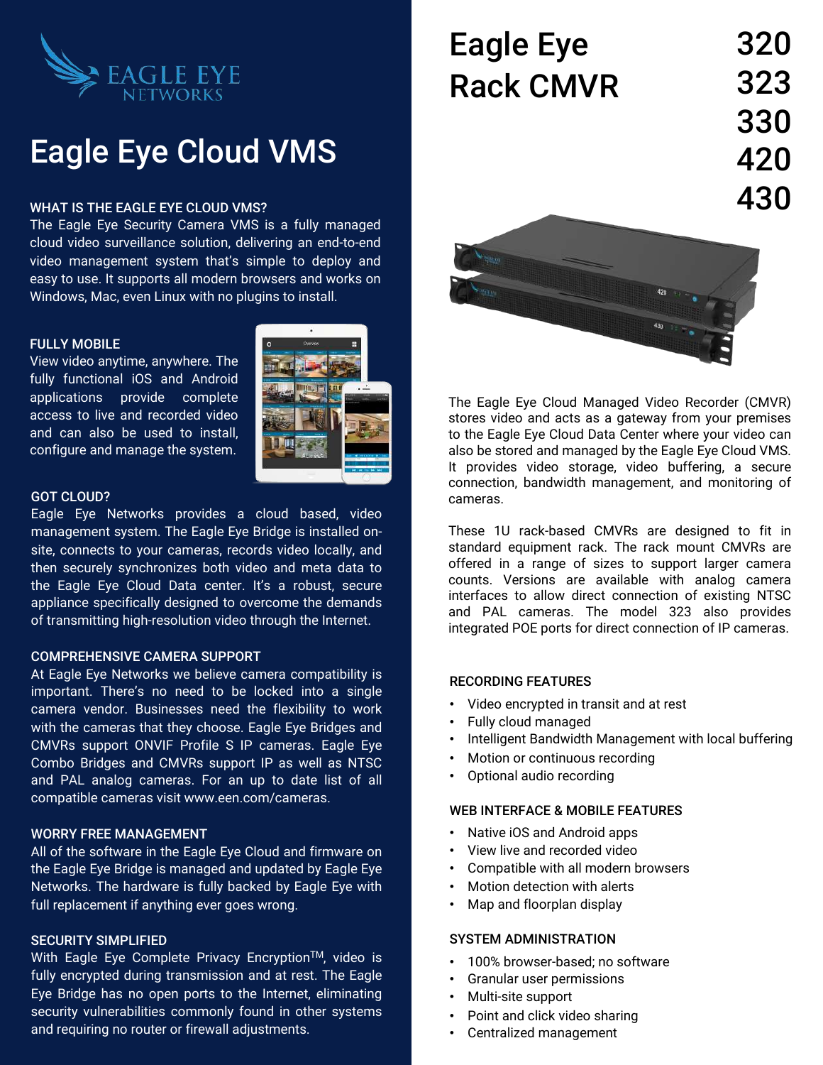# Eagle Eye Cloud VMS

### WHAT IS THE EAGLE EYE CLOUD VMS?

The Eagle Eye Security Camera VMS is a fully managed cloud video surveillance solution, delivering an end-to-end video management system that's simple to deploy and easy to use. It supports all modern browsers and works on Windows, Mac, even Linux with no plugins to install.

### FULLY MOBILE

View video anytime, anywhere. The fully functional iOS and Android applications provide complete access to live and recorded video and can also be used to install, configure and manage the system.

### GOT CLOUD?

Eagle Eye Networks provides a cloud based, video management system. The Eagle Eye Bridge is installed on-site, connects to your cameras, records video locally, and then securely synchronizes both video and meta data to the Eagle Eye Cloud Data center. It's a robust, secure appliance specifically designed to overcome the demands of transmitting high-resolution video through the Internet.

### COMPREHENSIVE CAMERA SUPPORT

At Eagle Eye Networks we believe camera compatibility is important. There's no need to be locked into a single camera vendor. Businesses need the flexibility to work with the cameras that they choose. Eagle Eye Bridges and CMVRs support ONVIF Profile S IP cameras. Eagle Eye Combo Bridges and CMVRs support IP as well as NTSC and PAL analog cameras. For an up to date list of all compatible cameras visit www.een.com/cameras.

### WORRY FREE MANAGEMENT

All of the software in the Eagle Eye Cloud and firmware on the Eagle Eye Bridge is managed and updated by Eagle Eye Networks. The hardware is fully backed by Eagle Eye with full replacement if anything ever goes wrong.

### SECURITY SIMPLIFIED

With Eagle Eye Complete Privacy Encryption™, video is fully encrypted during transmission and at rest. The Eagle Eye Bridge has no open ports to the Internet, eliminating security vulnerabilities commonly found in other systems and requiring no router or firewall adjustments.

# Eagle Eye Rack CMVR 320 323 330 420 430

The Eagle Eye Cloud Managed Video Recorder (CMVR) stores video and acts as a gateway from your premises to the Eagle Eye Cloud Data Center where your video can also be stored and managed by the Eagle Eye Cloud VMS. It provides video storage, video buffering, a secure connection, bandwidth management, and monitoring of cameras.

These 1U rack-based CMVRs are designed to fit in standard equipment rack. The rack mount CMVRs are offered in a range of sizes to support larger camera counts. Versions are available with analog camera interfaces to allow direct connection of existing NTSC and PAL cameras. The model 323 also provides integrated POE ports for direct connection of IP cameras.

### RECORDING FEATURES

- Video encrypted in transit and at rest
- Fully cloud managed
- Intelligent Bandwidth Management with local buffering
- Motion or continuous recording
- Optional audio recording

### WEB INTERFACE & MOBILE FEATURES

- Native iOS and Android apps
- View live and recorded video
- Compatible with all modern browsers
- Motion detection with alerts
- Map and floorplan display

### SYSTEM ADMINISTRATION

- 100% browser-based; no software
- Granular user permissions
- Multi-site support
- Point and click video sharing
- Centralized management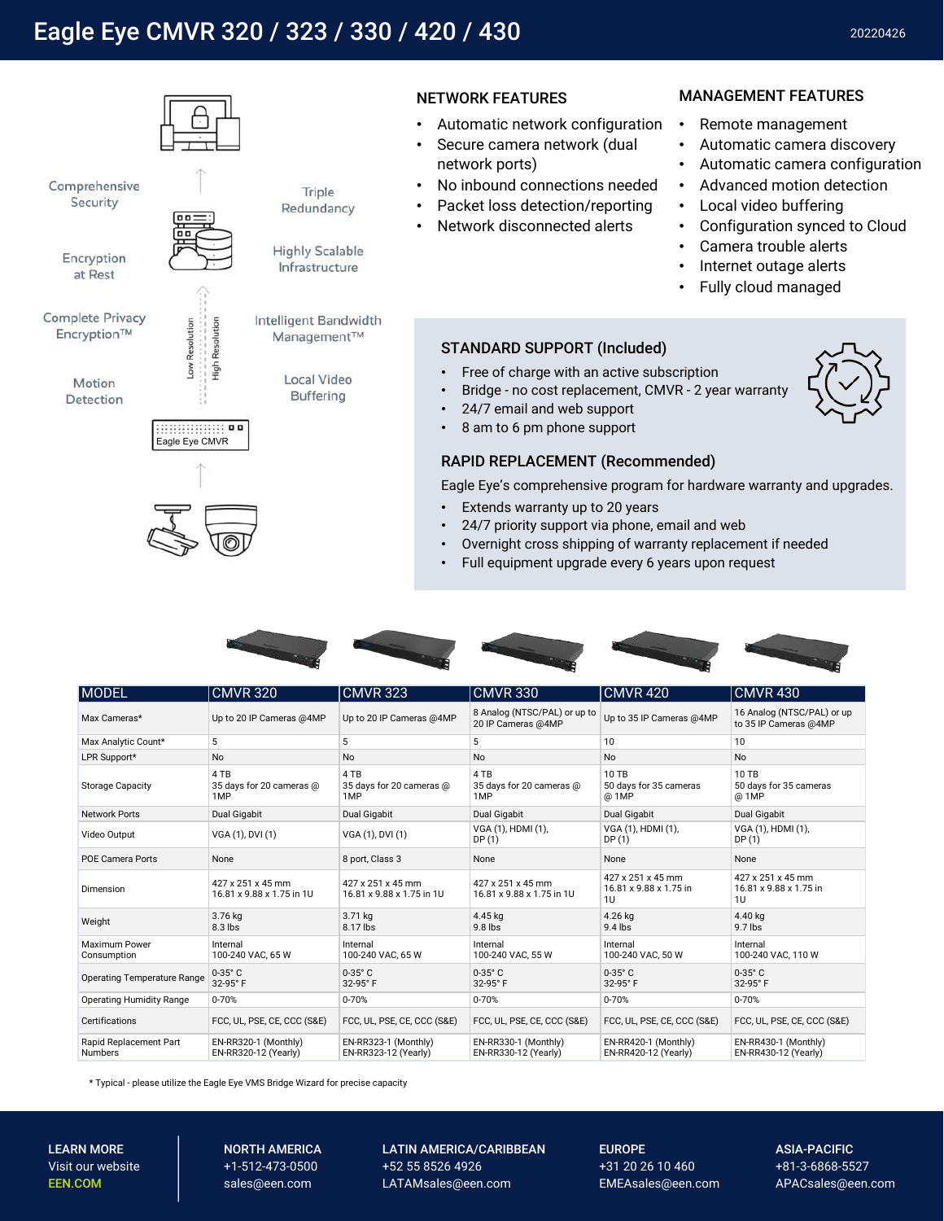# Eagle Eye CMVR 320 / 323 / 330 / 420 / 430

20220426

Comprehensive Security

Triple Redundancy

Encryption at Rest

Highly Scalable Infrastructure

Complete Privacy Encryption™

Intelligent Bandwidth Management™

Low Resolution

High Resolution

Motion Detection

Local Video Buffering

Eagle Eye CMVR

## NETWORK FEATURES

- Automatic network configuration
- Secure camera network (dual network ports)
- No inbound connections needed
- Packet loss detection/reporting
- Network disconnected alerts

## MANAGEMENT FEATURES

- Remote management
- Automatic camera discovery
- Automatic camera configuration
- Advanced motion detection
- Local video buffering
- Configuration synced to Cloud
- Camera trouble alerts
- Internet outage alerts
- Fully cloud managed

## STANDARD SUPPORT (Included)

- Free of charge with an active subscription
- Bridge - no cost replacement, CMVR - 2 year warranty
- 24/7 email and web support
- 8 am to 6 pm phone support

## RAPID REPLACEMENT (Recommended)

Eagle Eye's comprehensive program for hardware warranty and upgrades.

- Extends warranty up to 20 years
- 24/7 priority support via phone, email and web
- Overnight cross shipping of warranty replacement if needed
- Full equipment upgrade every 6 years upon request

| MODEL | CMVR 320 | CMVR 323 | CMVR 330 | CMVR 420 | CMVR 430 |
|---|---|---|---|---|---|
| Max Cameras* | Up to 20 IP Cameras @4MP | Up to 20 IP Cameras @4MP | 8 Analog (NTSC/PAL) or up to 20 IP Cameras @4MP | Up to 35 IP Cameras @4MP | 16 Analog (NTSC/PAL) or up to 35 IP Cameras @4MP |
| Max Analytic Count* | 5 | 5 | 5 | 10 | 10 |
| LPR Support* | No | No | No | No | No |
| Storage Capacity | 4 TB<br>35 days for 20 cameras @ 1MP | 4 TB<br>35 days for 20 cameras @ 1MP | 4 TB<br>35 days for 20 cameras @ 1MP | 10 TB<br>50 days for 35 cameras @ 1MP | 10 TB<br>50 days for 35 cameras @ 1MP |
| Network Ports | Dual Gigabit | Dual Gigabit | Dual Gigabit | Dual Gigabit | Dual Gigabit |
| Video Output | VGA (1), DVI (1) | VGA (1), DVI (1) | VGA (1), HDMI (1), DP (1) | VGA (1), HDMI (1), DP (1) | VGA (1), HDMI (1), DP (1) |
| POE Camera Ports | None | 8 port, Class 3 | None | None | None |
| Dimension | 427 x 251 x 45 mm<br>16.81 x 9.88 x 1.75 in 1U | 427 x 251 x 45 mm<br>16.81 x 9.88 x 1.75 in 1U | 427 x 251 x 45 mm<br>16.81 x 9.88 x 1.75 in 1U | 427 x 251 x 45 mm<br>16.81 x 9.88 x 1.75 in 1U | 427 x 251 x 45 mm<br>16.81 x 9.88 x 1.75 in 1U |
| Weight | 3.76 kg<br>8.3 lbs | 3.71 kg<br>8.17 lbs | 4.45 kg<br>9.8 lbs | 4.26 kg<br>9.4 lbs | 4.40 kg<br>9.7 lbs |
| Maximum Power Consumption | Internal<br>100-240 VAC, 65 W | Internal<br>100-240 VAC, 65 W | Internal<br>100-240 VAC, 55 W | Internal<br>100-240 VAC, 50 W | Internal<br>100-240 VAC, 110 W |
| Operating Temperature Range | 0-35° C<br>32-95° F | 0-35° C<br>32-95° F | 0-35° C<br>32-95° F | 0-35° C<br>32-95° F | 0-35° C<br>32-95° F |
| Operating Humidity Range | 0-70% | 0-70% | 0-70% | 0-70% | 0-70% |
| Certifications | FCC, UL, PSE, CE, CCC (S&E) | FCC, UL, PSE, CE, CCC (S&E) | FCC, UL, PSE, CE, CCC (S&E) | FCC, UL, PSE, CE, CCC (S&E) | FCC, UL, PSE, CE, CCC (S&E) |
| Rapid Replacement Part Numbers | EN-RR320-1 (Monthly)<br>EN-RR320-12 (Yearly) | EN-RR323-1 (Monthly)<br>EN-RR323-12 (Yearly) | EN-RR330-1 (Monthly)<br>EN-RR330-12 (Yearly) | EN-RR420-1 (Monthly)<br>EN-RR420-12 (Yearly) | EN-RR430-1 (Monthly)<br>EN-RR430-12 (Yearly) |

\* Typical - please utilize the Eagle Eye VMS Bridge Wizard for precise capacity

**LEARN MORE**
Visit our website
EEN.COM

**NORTH AMERICA**
+1-512-473-0500
sales@een.com

**LATIN AMERICA/CARIBBEAN**
+52 55 8526 4926
LATAMsales@een.com

**EUROPE**
+31 20 26 10 460
EMEAsales@een.com

**ASIA-PACIFIC**
+81-3-6868-5527
APACsales@een.com